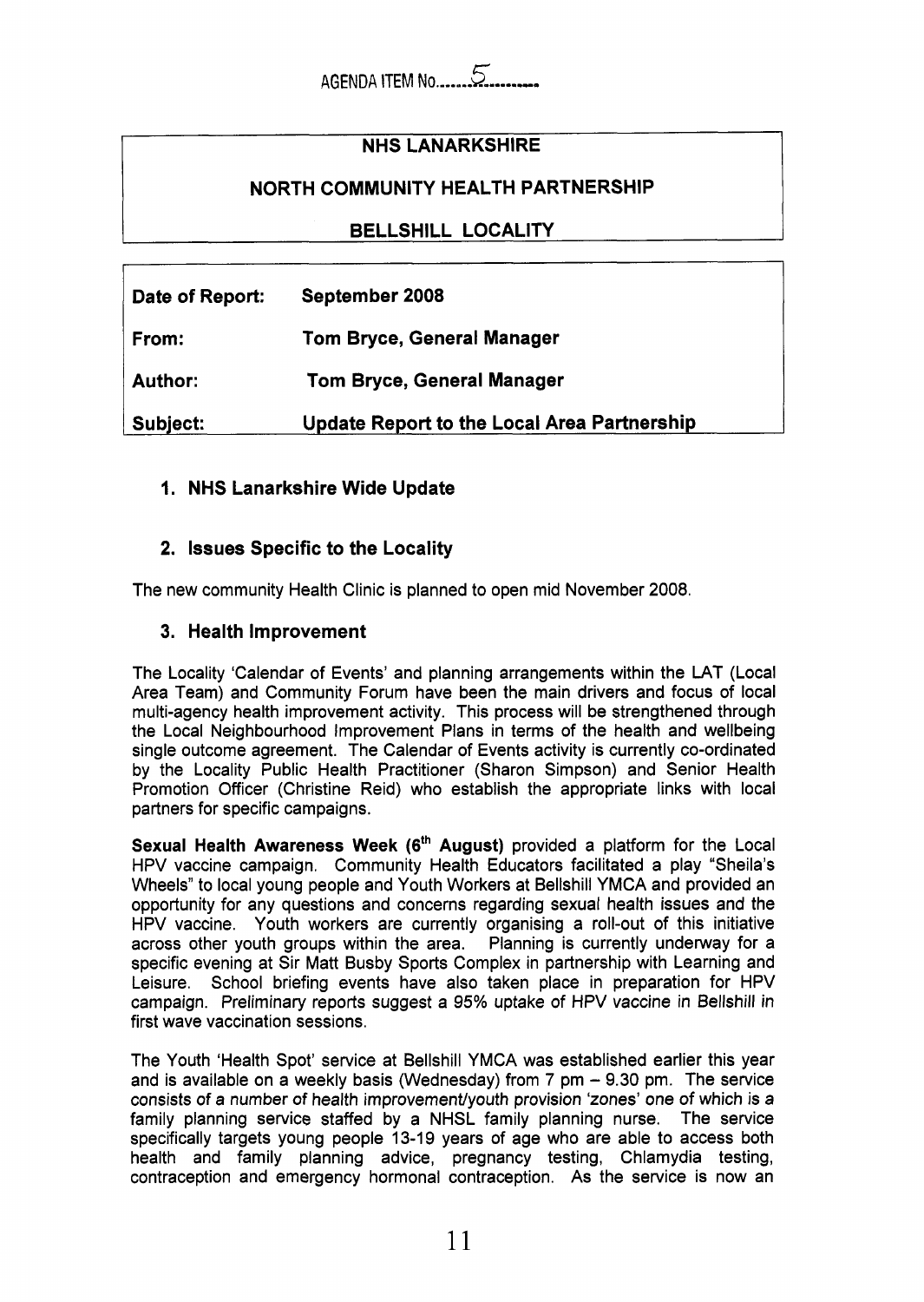AGENDA ITEM No. 5

| NHS LANARKSHIRE |
| --- |
| NORTH COMMUNITY HEALTH PARTNERSHIP |
| BELLSHILL LOCALITY |

| | |
| --- | --- |
| **Date of Report:** | **September 2008** |
| **From:** | **Tom Bryce, General Manager** |
| **Author:** | **Tom Bryce, General Manager** |
| **Subject:** | **Update Report to the Local Area Partnership** |

## 1. NHS Lanarkshire Wide Update

## 2. Issues Specific to the Locality

The new community Health Clinic is planned to open mid November 2008.

## 3. Health Improvement

The Locality 'Calendar of Events' and planning arrangements within the LAT (Local Area Team) and Community Forum have been the main drivers and focus of local multi-agency health improvement activity. This process will be strengthened through the Local Neighbourhood Improvement Plans in terms of the health and wellbeing single outcome agreement. The Calendar of Events activity is currently co-ordinated by the Locality Public Health Practitioner (Sharon Simpson) and Senior Health Promotion Officer (Christine Reid) who establish the appropriate links with local partners for specific campaigns.

**Sexual Health Awareness Week (6th August)** provided a platform for the Local HPV vaccine campaign. Community Health Educators facilitated a play "Sheila's Wheels" to local young people and Youth Workers at Bellshill YMCA and provided an opportunity for any questions and concerns regarding sexual health issues and the HPV vaccine. Youth workers are currently organising a roll-out of this initiative across other youth groups within the area. Planning is currently underway for a specific evening at Sir Matt Busby Sports Complex in partnership with Learning and Leisure. School briefing events have also taken place in preparation for HPV campaign. Preliminary reports suggest a 95% uptake of HPV vaccine in Bellshill in first wave vaccination sessions.

The Youth 'Health Spot' service at Bellshill YMCA was established earlier this year and is available on a weekly basis (Wednesday) from 7 pm – 9.30 pm. The service consists of a number of health improvement/youth provision 'zones' one of which is a family planning service staffed by a NHSL family planning nurse. The service specifically targets young people 13-19 years of age who are able to access both health and family planning advice, pregnancy testing, Chlamydia testing, contraception and emergency hormonal contraception. As the service is now an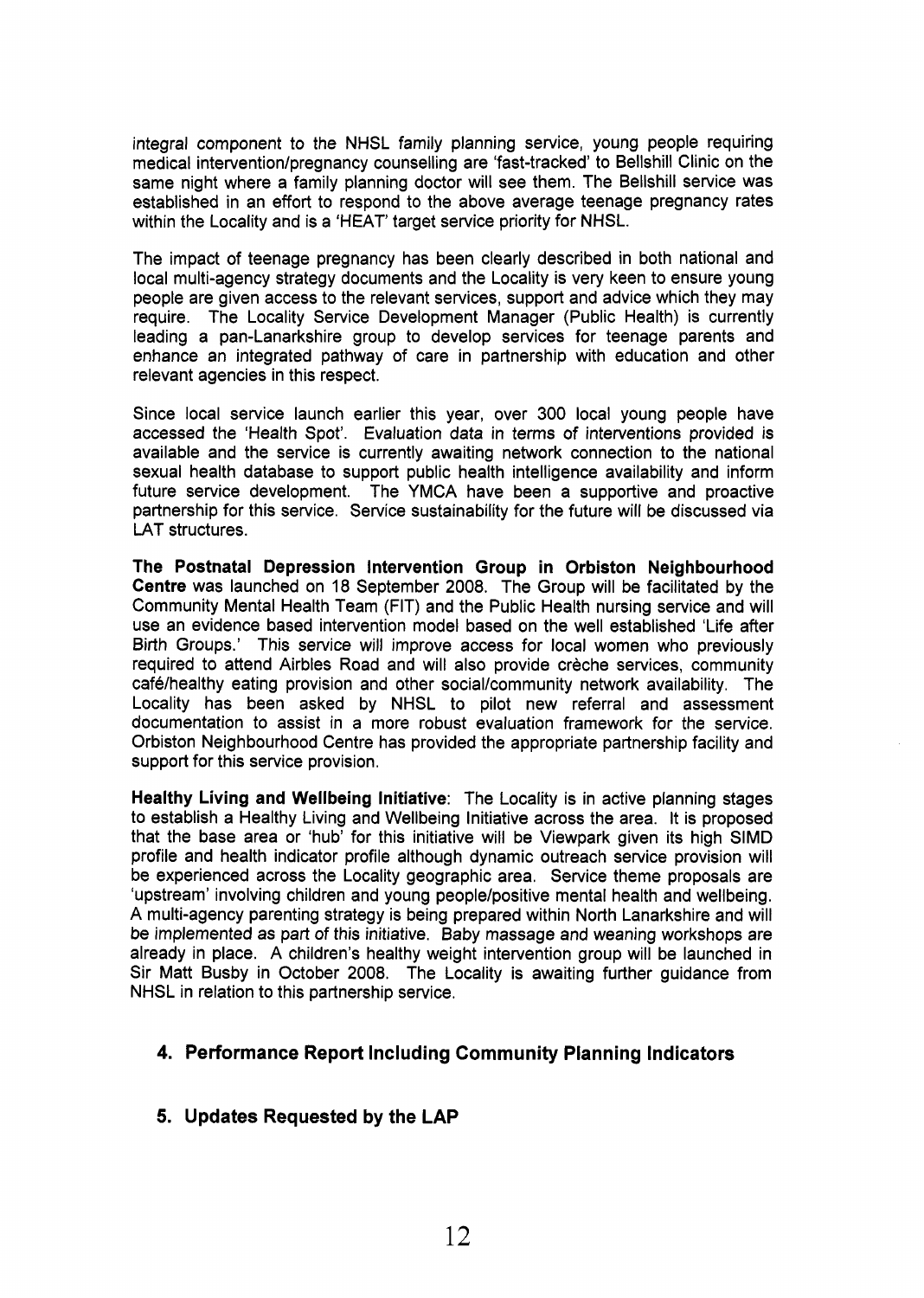integral component to the NHSL family planning service, young people requiring medical intervention/pregnancy counselling are 'fast-tracked' to Bellshill Clinic on the same night where a family planning doctor will see them. The Bellshill service was established in an effort to respond to the above average teenage pregnancy rates within the Locality and is a 'HEAT' target service priority for NHSL.

The impact of teenage pregnancy has been clearly described in both national and local multi-agency strategy documents and the Locality is very keen to ensure young people are given access to the relevant services, support and advice which they may require. The Locality Service Development Manager (Public Health) is currently leading a pan-Lanarkshire group to develop services for teenage parents and enhance an integrated pathway of care in partnership with education and other relevant agencies in this respect.

Since local service launch earlier this year, over 300 local young people have accessed the 'Health Spot'. Evaluation data in terms of interventions provided is available and the service is currently awaiting network connection to the national sexual health database to support public health intelligence availability and inform future service development. The YMCA have been a supportive and proactive partnership for this service. Service sustainability for the future will be discussed via LAT structures.

**The Postnatal Depression Intervention Group in Orbiston Neighbourhood Centre** was launched on 18 September 2008. The Group will be facilitated by the Community Mental Health Team (FIT) and the Public Health nursing service and will use an evidence based intervention model based on the well established 'Life after Birth Groups.' This service will improve access for local women who previously required to attend Airbles Road and will also provide crèche services, community café/healthy eating provision and other social/community network availability. The Locality has been asked by NHSL to pilot new referral and assessment documentation to assist in a more robust evaluation framework for the service. Orbiston Neighbourhood Centre has provided the appropriate partnership facility and support for this service provision.

**Healthy Living and Wellbeing Initiative**: The Locality is in active planning stages to establish a Healthy Living and Wellbeing Initiative across the area. It is proposed that the base area or 'hub' for this initiative will be Viewpark given its high SIMD profile and health indicator profile although dynamic outreach service provision will be experienced across the Locality geographic area. Service theme proposals are 'upstream' involving children and young people/positive mental health and wellbeing. A multi-agency parenting strategy is being prepared within North Lanarkshire and will be implemented as part of this initiative. Baby massage and weaning workshops are already in place. A children's healthy weight intervention group will be launched in Sir Matt Busby in October 2008. The Locality is awaiting further guidance from NHSL in relation to this partnership service.

## 4. Performance Report Including Community Planning Indicators

## 5. Updates Requested by the LAP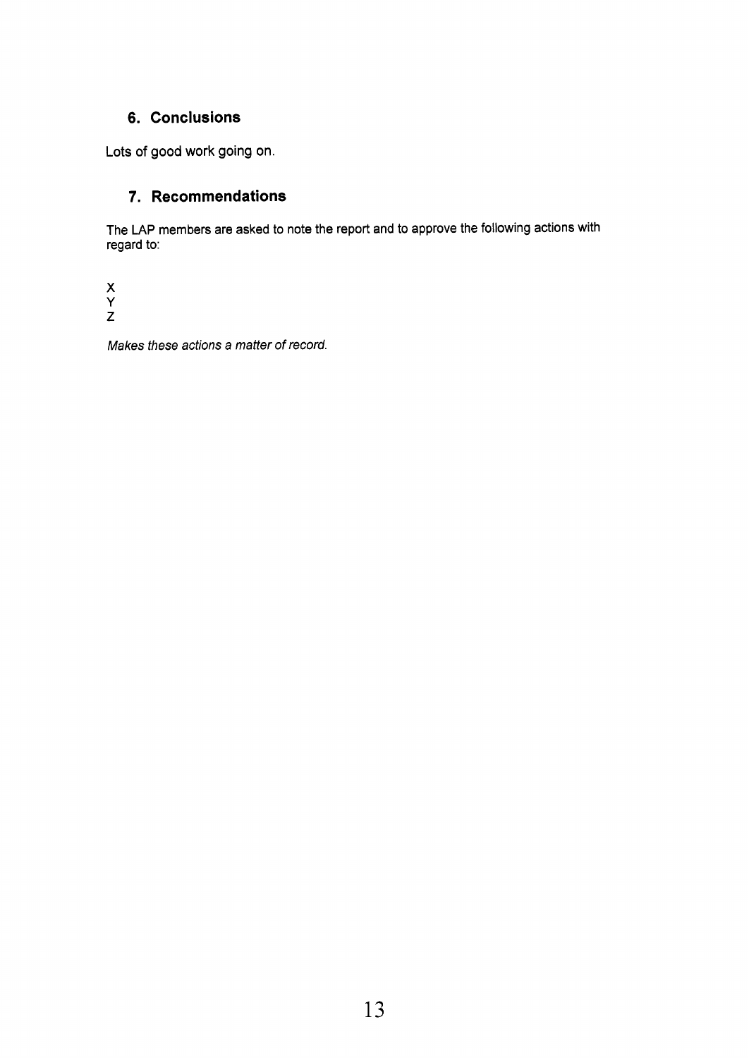## 6. Conclusions

Lots of good work going on.

## 7. Recommendations

The LAP members are asked to note the report and to approve the following actions with regard to:

X
Y
Z

*Makes these actions a matter of record.*